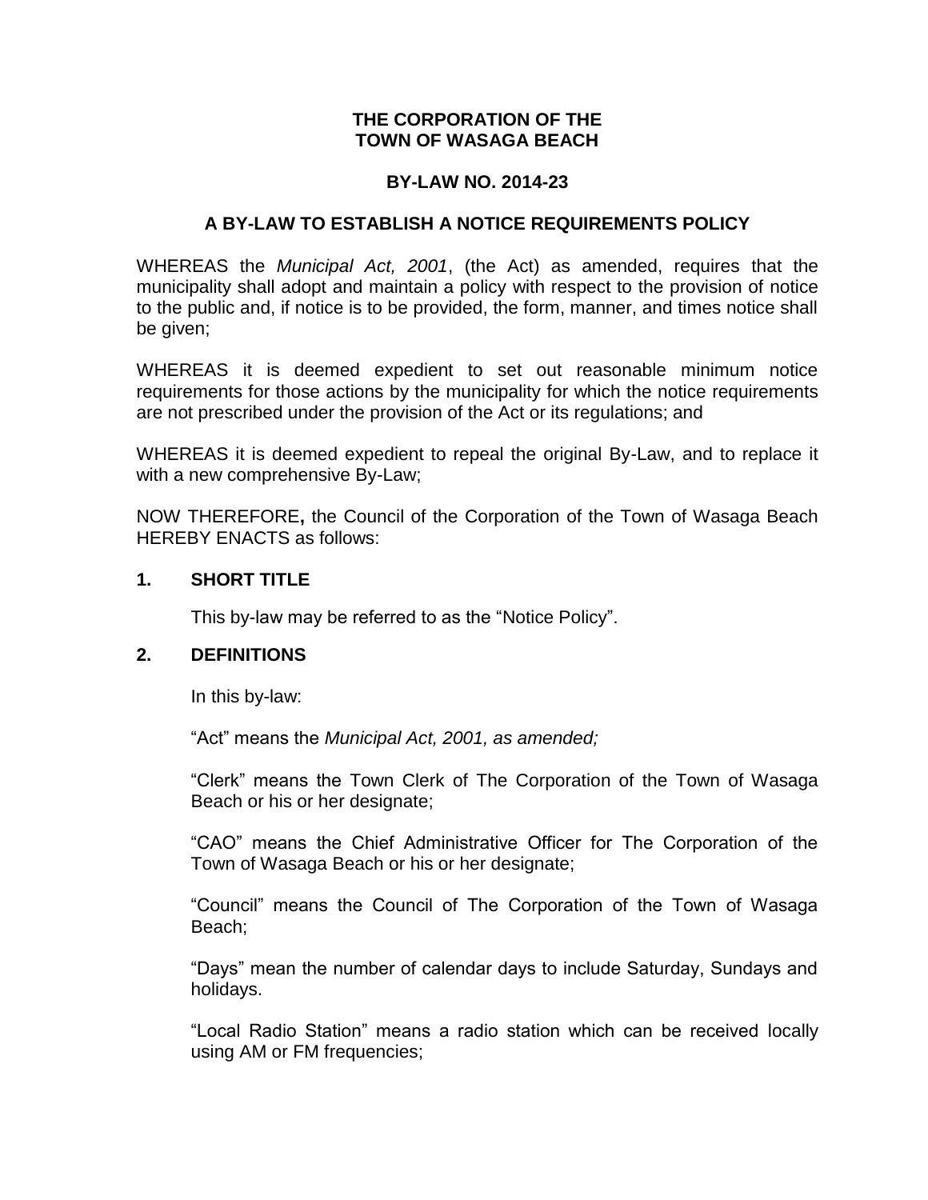# THE CORPORATION OF THE TOWN OF WASAGA BEACH

## BY-LAW NO. 2014-23

## A BY-LAW TO ESTABLISH A NOTICE REQUIREMENTS POLICY

WHEREAS the *Municipal Act, 2001*, (the Act) as amended, requires that the municipality shall adopt and maintain a policy with respect to the provision of notice to the public and, if notice is to be provided, the form, manner, and times notice shall be given;

WHEREAS it is deemed expedient to set out reasonable minimum notice requirements for those actions by the municipality for which the notice requirements are not prescribed under the provision of the Act or its regulations; and

WHEREAS it is deemed expedient to repeal the original By-Law, and to replace it with a new comprehensive By-Law;

NOW THEREFORE**,** the Council of the Corporation of the Town of Wasaga Beach HEREBY ENACTS as follows:

### 1. SHORT TITLE

This by-law may be referred to as the "Notice Policy".

### 2. DEFINITIONS

In this by-law:

"Act" means the *Municipal Act, 2001, as amended;*

"Clerk" means the Town Clerk of The Corporation of the Town of Wasaga Beach or his or her designate;

"CAO" means the Chief Administrative Officer for The Corporation of the Town of Wasaga Beach or his or her designate;

"Council" means the Council of The Corporation of the Town of Wasaga Beach;

"Days" mean the number of calendar days to include Saturday, Sundays and holidays.

"Local Radio Station" means a radio station which can be received locally using AM or FM frequencies;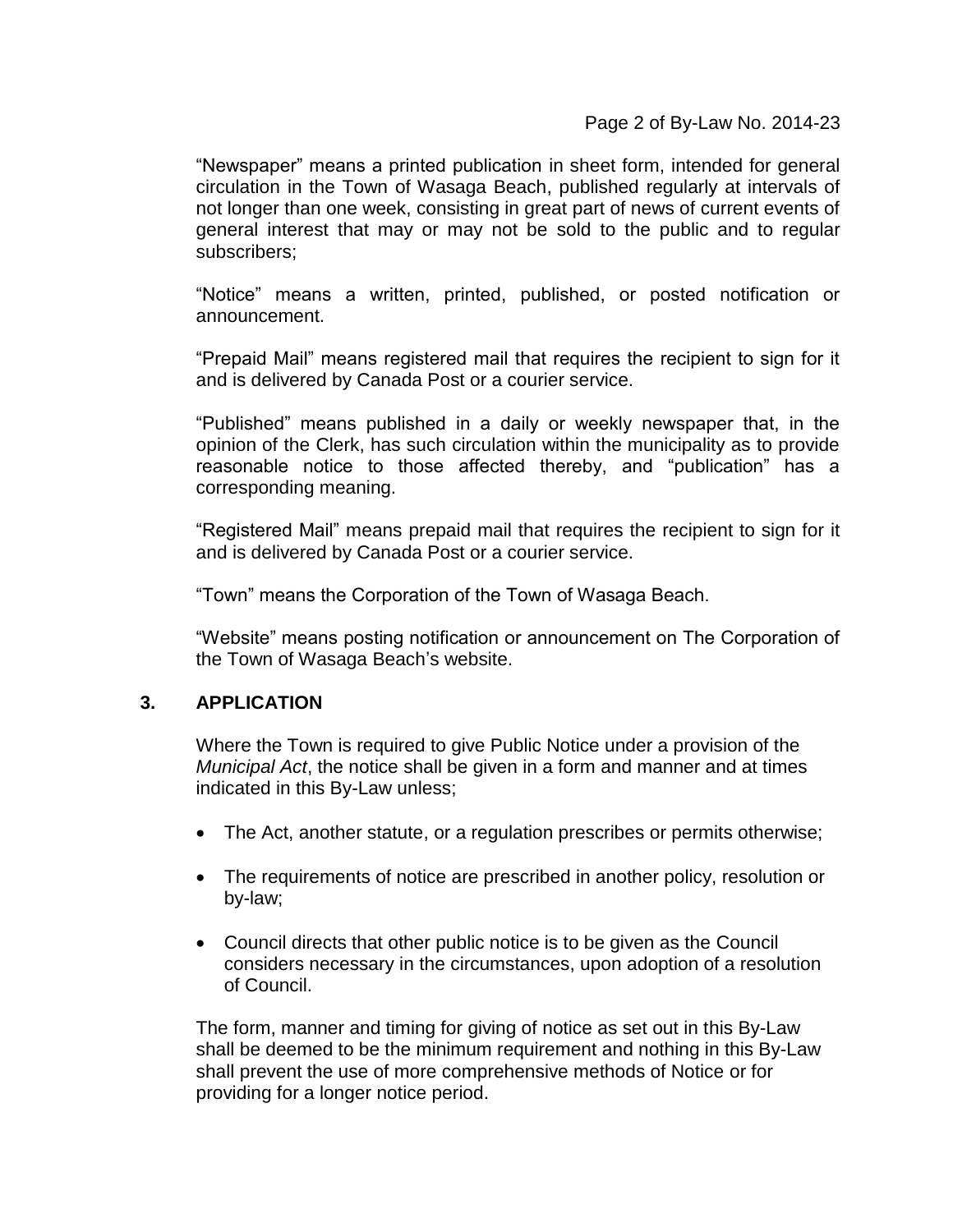"Newspaper" means a printed publication in sheet form, intended for general circulation in the Town of Wasaga Beach, published regularly at intervals of not longer than one week, consisting in great part of news of current events of general interest that may or may not be sold to the public and to regular subscribers;

"Notice" means a written, printed, published, or posted notification or announcement.

"Prepaid Mail" means registered mail that requires the recipient to sign for it and is delivered by Canada Post or a courier service.

"Published" means published in a daily or weekly newspaper that, in the opinion of the Clerk, has such circulation within the municipality as to provide reasonable notice to those affected thereby, and "publication" has a corresponding meaning.

"Registered Mail" means prepaid mail that requires the recipient to sign for it and is delivered by Canada Post or a courier service.

"Town" means the Corporation of the Town of Wasaga Beach.

"Website" means posting notification or announcement on The Corporation of the Town of Wasaga Beach's website.

## 3. APPLICATION

Where the Town is required to give Public Notice under a provision of the *Municipal Act*, the notice shall be given in a form and manner and at times indicated in this By-Law unless;

- The Act, another statute, or a regulation prescribes or permits otherwise;
- The requirements of notice are prescribed in another policy, resolution or by-law;
- Council directs that other public notice is to be given as the Council considers necessary in the circumstances, upon adoption of a resolution of Council.

The form, manner and timing for giving of notice as set out in this By-Law shall be deemed to be the minimum requirement and nothing in this By-Law shall prevent the use of more comprehensive methods of Notice or for providing for a longer notice period.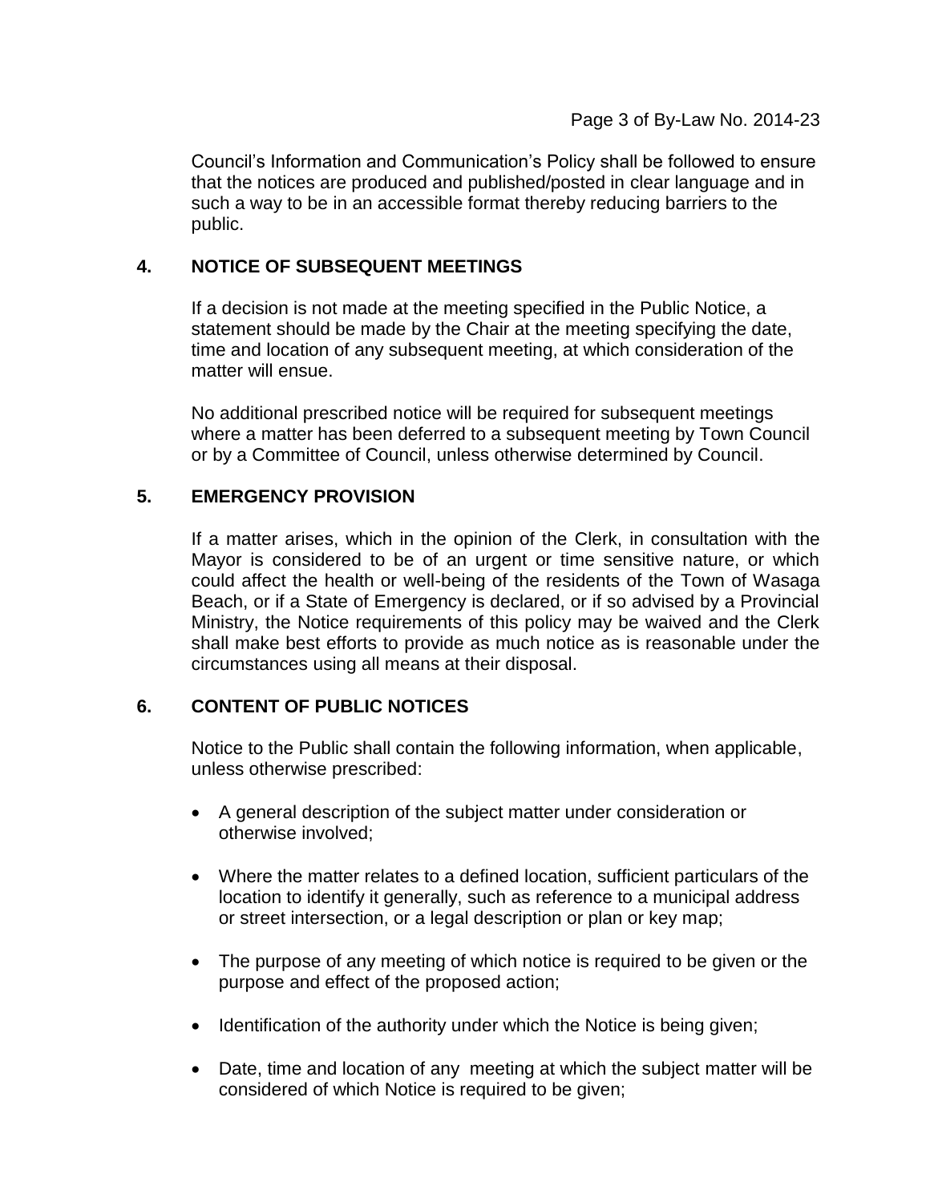Council's Information and Communication's Policy shall be followed to ensure that the notices are produced and published/posted in clear language and in such a way to be in an accessible format thereby reducing barriers to the public.

## 4. NOTICE OF SUBSEQUENT MEETINGS

If a decision is not made at the meeting specified in the Public Notice, a statement should be made by the Chair at the meeting specifying the date, time and location of any subsequent meeting, at which consideration of the matter will ensue.

No additional prescribed notice will be required for subsequent meetings where a matter has been deferred to a subsequent meeting by Town Council or by a Committee of Council, unless otherwise determined by Council.

## 5. EMERGENCY PROVISION

If a matter arises, which in the opinion of the Clerk, in consultation with the Mayor is considered to be of an urgent or time sensitive nature, or which could affect the health or well-being of the residents of the Town of Wasaga Beach, or if a State of Emergency is declared, or if so advised by a Provincial Ministry, the Notice requirements of this policy may be waived and the Clerk shall make best efforts to provide as much notice as is reasonable under the circumstances using all means at their disposal.

## 6. CONTENT OF PUBLIC NOTICES

Notice to the Public shall contain the following information, when applicable, unless otherwise prescribed:

- A general description of the subject matter under consideration or otherwise involved;
- Where the matter relates to a defined location, sufficient particulars of the location to identify it generally, such as reference to a municipal address or street intersection, or a legal description or plan or key map;
- The purpose of any meeting of which notice is required to be given or the purpose and effect of the proposed action;
- Identification of the authority under which the Notice is being given;
- Date, time and location of any meeting at which the subject matter will be considered of which Notice is required to be given;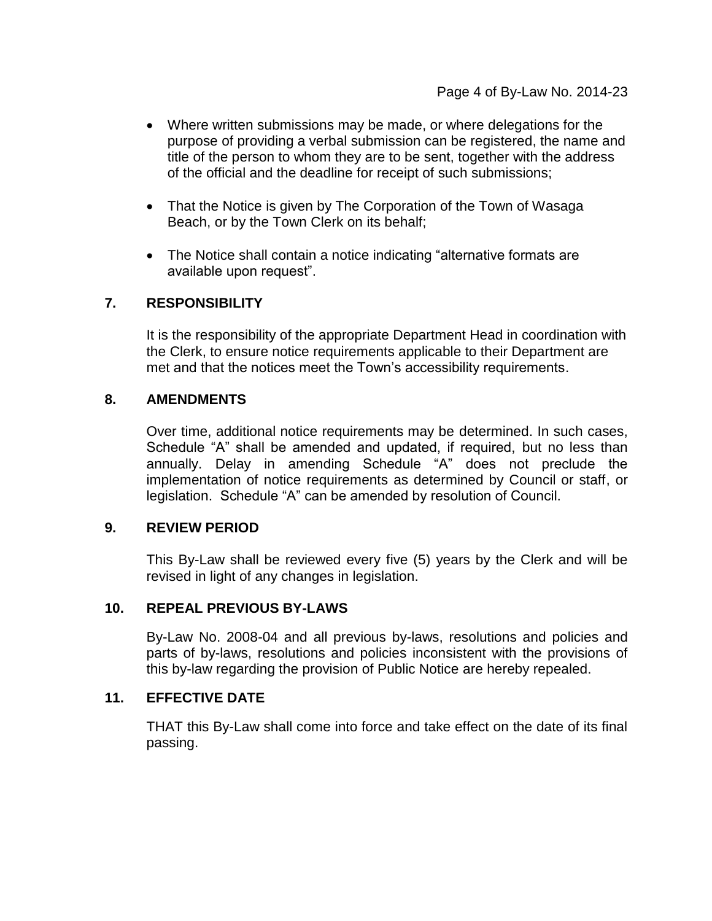- Where written submissions may be made, or where delegations for the purpose of providing a verbal submission can be registered, the name and title of the person to whom they are to be sent, together with the address of the official and the deadline for receipt of such submissions;
- That the Notice is given by The Corporation of the Town of Wasaga Beach, or by the Town Clerk on its behalf;
- The Notice shall contain a notice indicating "alternative formats are available upon request".

## 7. RESPONSIBILITY

It is the responsibility of the appropriate Department Head in coordination with the Clerk, to ensure notice requirements applicable to their Department are met and that the notices meet the Town's accessibility requirements.

## 8. AMENDMENTS

Over time, additional notice requirements may be determined. In such cases, Schedule "A" shall be amended and updated, if required, but no less than annually. Delay in amending Schedule "A" does not preclude the implementation of notice requirements as determined by Council or staff, or legislation. Schedule "A" can be amended by resolution of Council.

## 9. REVIEW PERIOD

This By-Law shall be reviewed every five (5) years by the Clerk and will be revised in light of any changes in legislation.

## 10. REPEAL PREVIOUS BY-LAWS

By-Law No. 2008-04 and all previous by-laws, resolutions and policies and parts of by-laws, resolutions and policies inconsistent with the provisions of this by-law regarding the provision of Public Notice are hereby repealed.

## 11. EFFECTIVE DATE

THAT this By-Law shall come into force and take effect on the date of its final passing.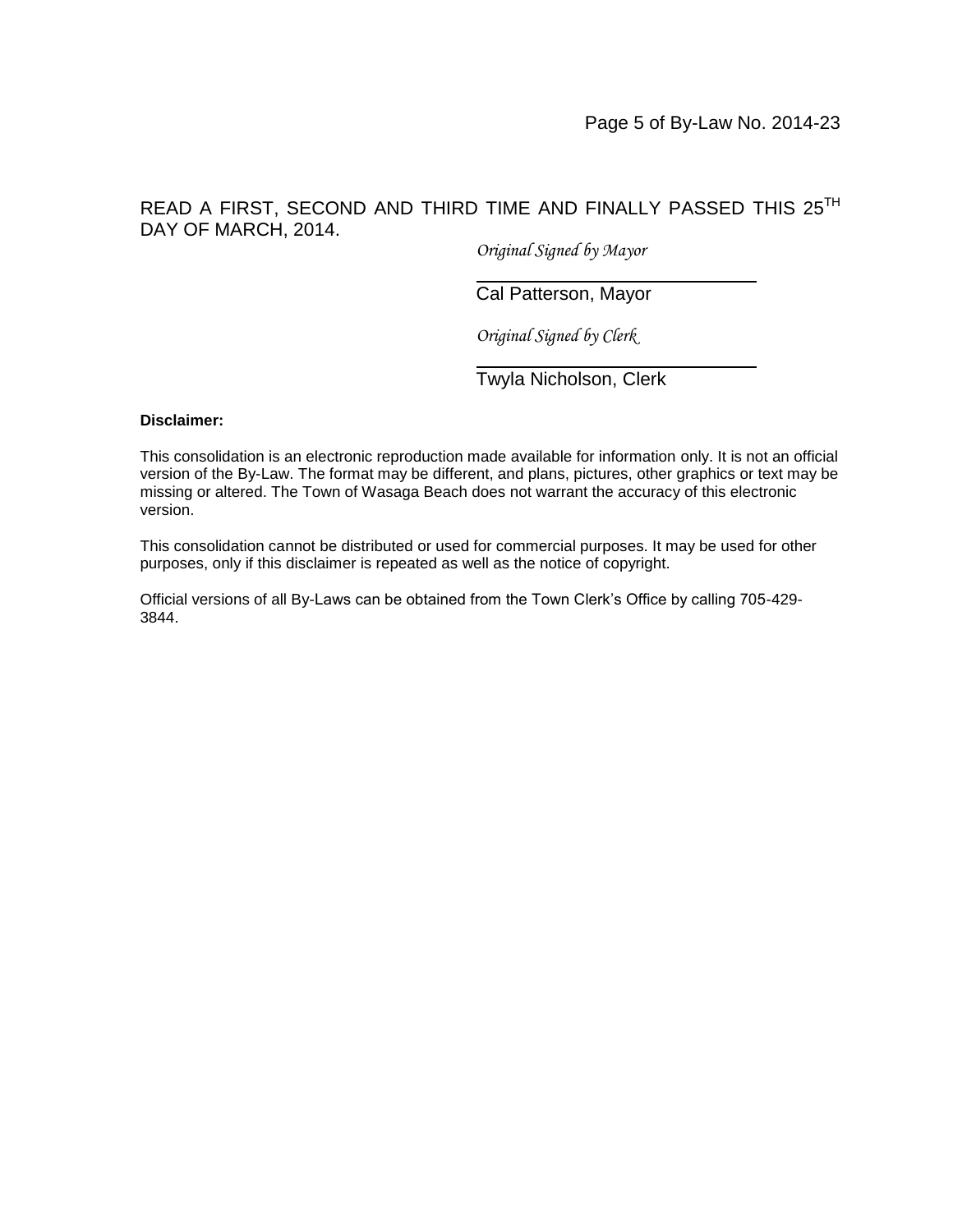READ A FIRST, SECOND AND THIRD TIME AND FINALLY PASSED THIS 25TH DAY OF MARCH, 2014.

*Original Signed by Mayor*

Cal Patterson, Mayor

*Original Signed by Clerk*

Twyla Nicholson, Clerk

**Disclaimer:**

This consolidation is an electronic reproduction made available for information only. It is not an official version of the By-Law. The format may be different, and plans, pictures, other graphics or text may be missing or altered. The Town of Wasaga Beach does not warrant the accuracy of this electronic version.

This consolidation cannot be distributed or used for commercial purposes. It may be used for other purposes, only if this disclaimer is repeated as well as the notice of copyright.

Official versions of all By-Laws can be obtained from the Town Clerk's Office by calling 705-429-3844.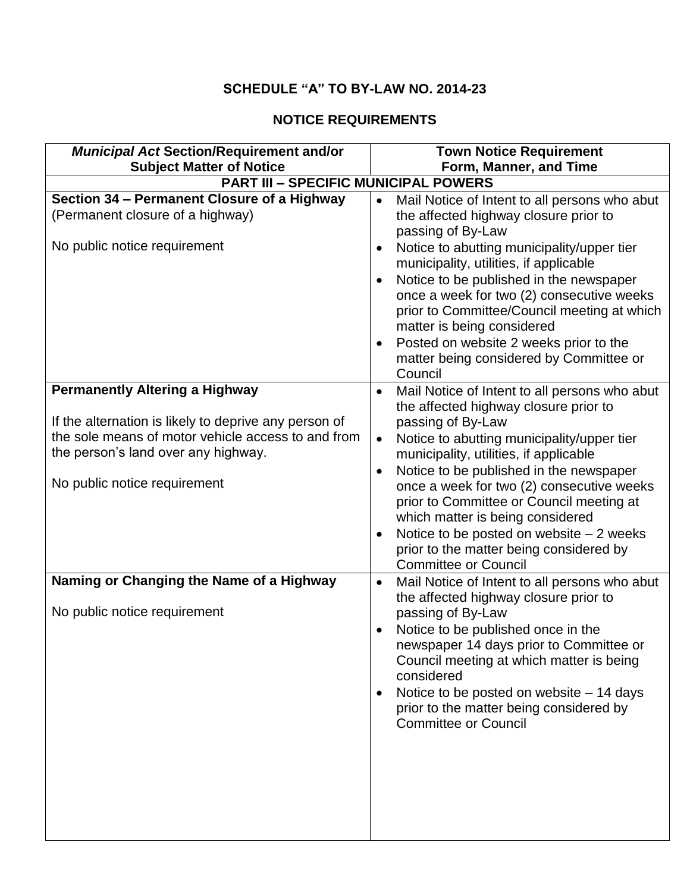# SCHEDULE "A" TO BY-LAW NO. 2014-23

## NOTICE REQUIREMENTS

| *Municipal Act* Section/Requirement and/or Subject Matter of Notice | Town Notice Requirement Form, Manner, and Time |
|---|---|
| **PART III – SPECIFIC MUNICIPAL POWERS** | |
| **Section 34 – Permanent Closure of a Highway** (Permanent closure of a highway)<br><br>No public notice requirement | • Mail Notice of Intent to all persons who abut the affected highway closure prior to passing of By-Law<br>• Notice to abutting municipality/upper tier municipality, utilities, if applicable<br>• Notice to be published in the newspaper once a week for two (2) consecutive weeks prior to Committee/Council meeting at which matter is being considered<br>• Posted on website 2 weeks prior to the matter being considered by Committee or Council |
| **Permanently Altering a Highway**<br><br>If the alternation is likely to deprive any person of the sole means of motor vehicle access to and from the person's land over any highway.<br><br>No public notice requirement | • Mail Notice of Intent to all persons who abut the affected highway closure prior to passing of By-Law<br>• Notice to abutting municipality/upper tier municipality, utilities, if applicable<br>• Notice to be published in the newspaper once a week for two (2) consecutive weeks prior to Committee or Council meeting at which matter is being considered<br>• Notice to be posted on website – 2 weeks prior to the matter being considered by Committee or Council |
| **Naming or Changing the Name of a Highway**<br><br>No public notice requirement | • Mail Notice of Intent to all persons who abut the affected highway closure prior to passing of By-Law<br>• Notice to be published once in the newspaper 14 days prior to Committee or Council meeting at which matter is being considered<br>• Notice to be posted on website – 14 days prior to the matter being considered by Committee or Council |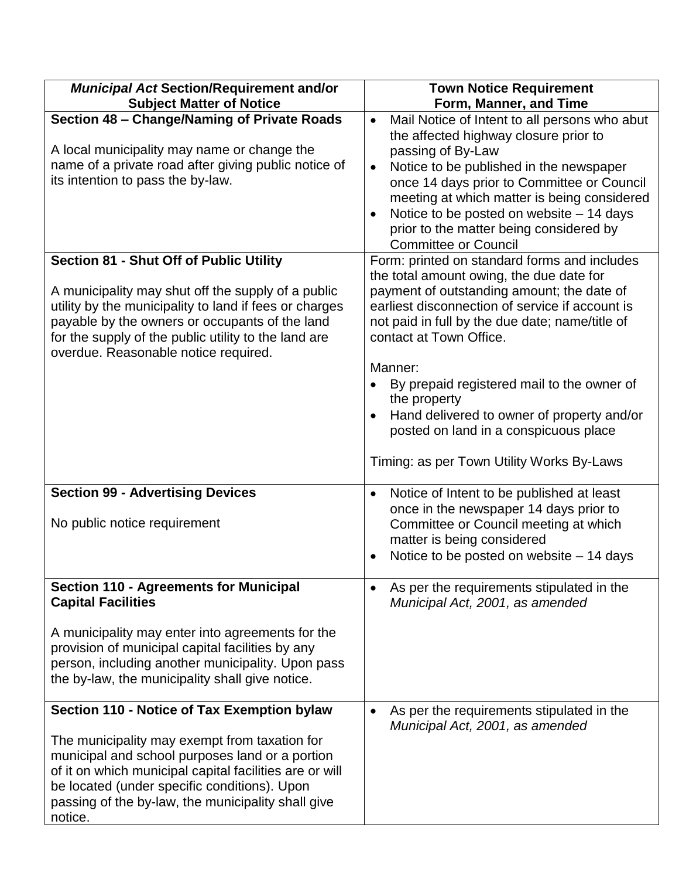| *Municipal Act* Section/Requirement and/or Subject Matter of Notice | Town Notice Requirement Form, Manner, and Time |
|---|---|
| **Section 48 – Change/Naming of Private Roads**<br><br>A local municipality may name or change the name of a private road after giving public notice of its intention to pass the by-law. | • Mail Notice of Intent to all persons who abut the affected highway closure prior to passing of By-Law<br>• Notice to be published in the newspaper once 14 days prior to Committee or Council meeting at which matter is being considered<br>• Notice to be posted on website – 14 days prior to the matter being considered by Committee or Council |
| **Section 81 - Shut Off of Public Utility**<br><br>A municipality may shut off the supply of a public utility by the municipality to land if fees or charges payable by the owners or occupants of the land for the supply of the public utility to the land are overdue. Reasonable notice required. | Form: printed on standard forms and includes the total amount owing, the due date for payment of outstanding amount; the date of earliest disconnection of service if account is not paid in full by the due date; name/title of contact at Town Office.<br><br>Manner:<br>• By prepaid registered mail to the owner of the property<br>• Hand delivered to owner of property and/or posted on land in a conspicuous place<br><br>Timing: as per Town Utility Works By-Laws |
| **Section 99 - Advertising Devices**<br><br>No public notice requirement | • Notice of Intent to be published at least once in the newspaper 14 days prior to Committee or Council meeting at which matter is being considered<br>• Notice to be posted on website – 14 days |
| **Section 110 - Agreements for Municipal Capital Facilities**<br><br>A municipality may enter into agreements for the provision of municipal capital facilities by any person, including another municipality. Upon pass the by-law, the municipality shall give notice. | • As per the requirements stipulated in the *Municipal Act, 2001, as amended* |
| **Section 110 - Notice of Tax Exemption bylaw**<br><br>The municipality may exempt from taxation for municipal and school purposes land or a portion of it on which municipal capital facilities are or will be located (under specific conditions). Upon passing of the by-law, the municipality shall give notice. | • As per the requirements stipulated in the *Municipal Act, 2001, as amended* |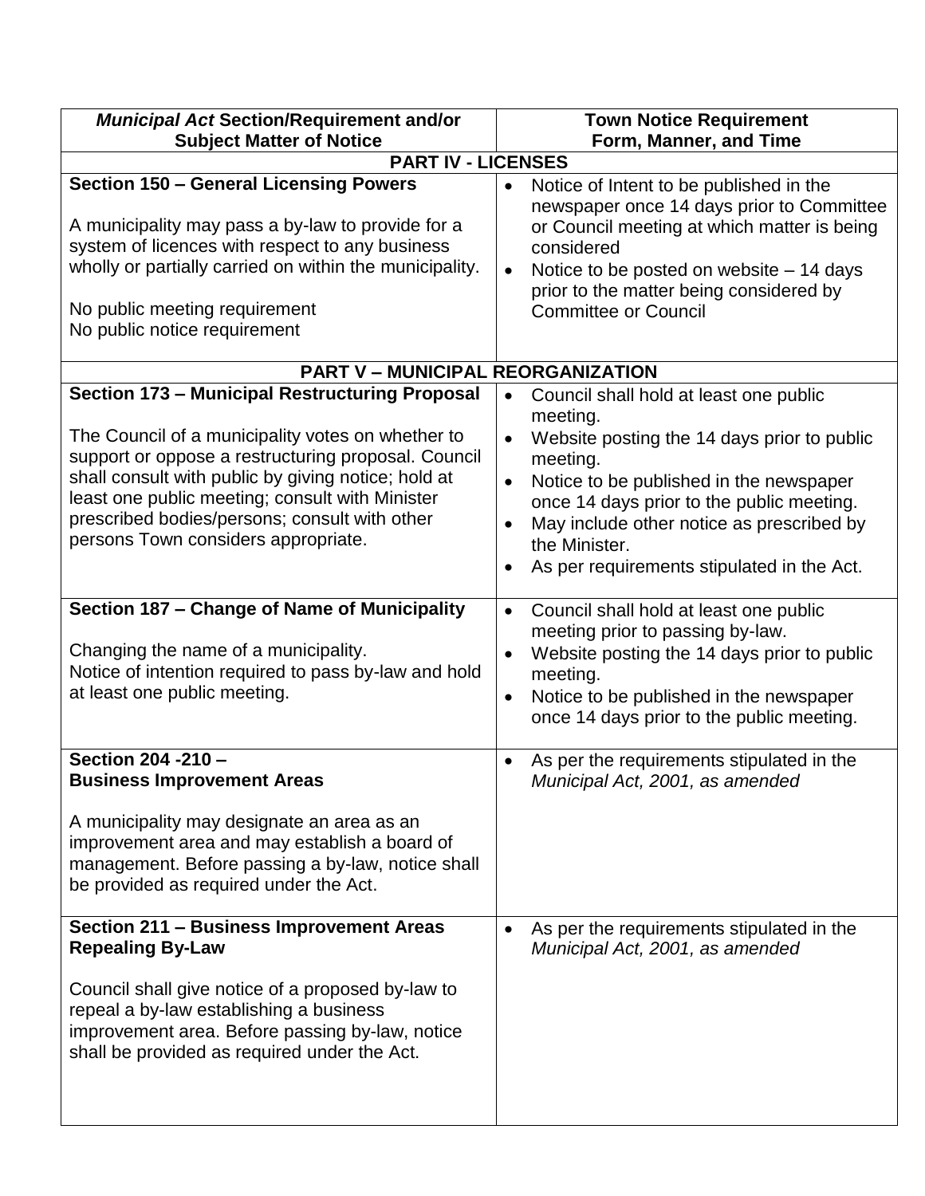| *Municipal Act* Section/Requirement and/or Subject Matter of Notice | Town Notice Requirement Form, Manner, and Time |
|---|---|
| **PART IV - LICENSES** | |
| **Section 150 – General Licensing Powers**<br><br>A municipality may pass a by-law to provide for a system of licences with respect to any business wholly or partially carried on within the municipality.<br><br>No public meeting requirement<br>No public notice requirement | • Notice of Intent to be published in the newspaper once 14 days prior to Committee or Council meeting at which matter is being considered<br>• Notice to be posted on website – 14 days prior to the matter being considered by Committee or Council |
| **PART V – MUNICIPAL REORGANIZATION** | |
| **Section 173 – Municipal Restructuring Proposal**<br><br>The Council of a municipality votes on whether to support or oppose a restructuring proposal. Council shall consult with public by giving notice; hold at least one public meeting; consult with Minister prescribed bodies/persons; consult with other persons Town considers appropriate. | • Council shall hold at least one public meeting.<br>• Website posting the 14 days prior to public meeting.<br>• Notice to be published in the newspaper once 14 days prior to the public meeting.<br>• May include other notice as prescribed by the Minister.<br>• As per requirements stipulated in the Act. |
| **Section 187 – Change of Name of Municipality**<br><br>Changing the name of a municipality.<br>Notice of intention required to pass by-law and hold at least one public meeting. | • Council shall hold at least one public meeting prior to passing by-law.<br>• Website posting the 14 days prior to public meeting.<br>• Notice to be published in the newspaper once 14 days prior to the public meeting. |
| **Section 204 -210 – Business Improvement Areas**<br><br>A municipality may designate an area as an improvement area and may establish a board of management. Before passing a by-law, notice shall be provided as required under the Act. | • As per the requirements stipulated in the *Municipal Act, 2001, as amended* |
| **Section 211 – Business Improvement Areas Repealing By-Law**<br><br>Council shall give notice of a proposed by-law to repeal a by-law establishing a business improvement area. Before passing by-law, notice shall be provided as required under the Act. | • As per the requirements stipulated in the *Municipal Act, 2001, as amended* |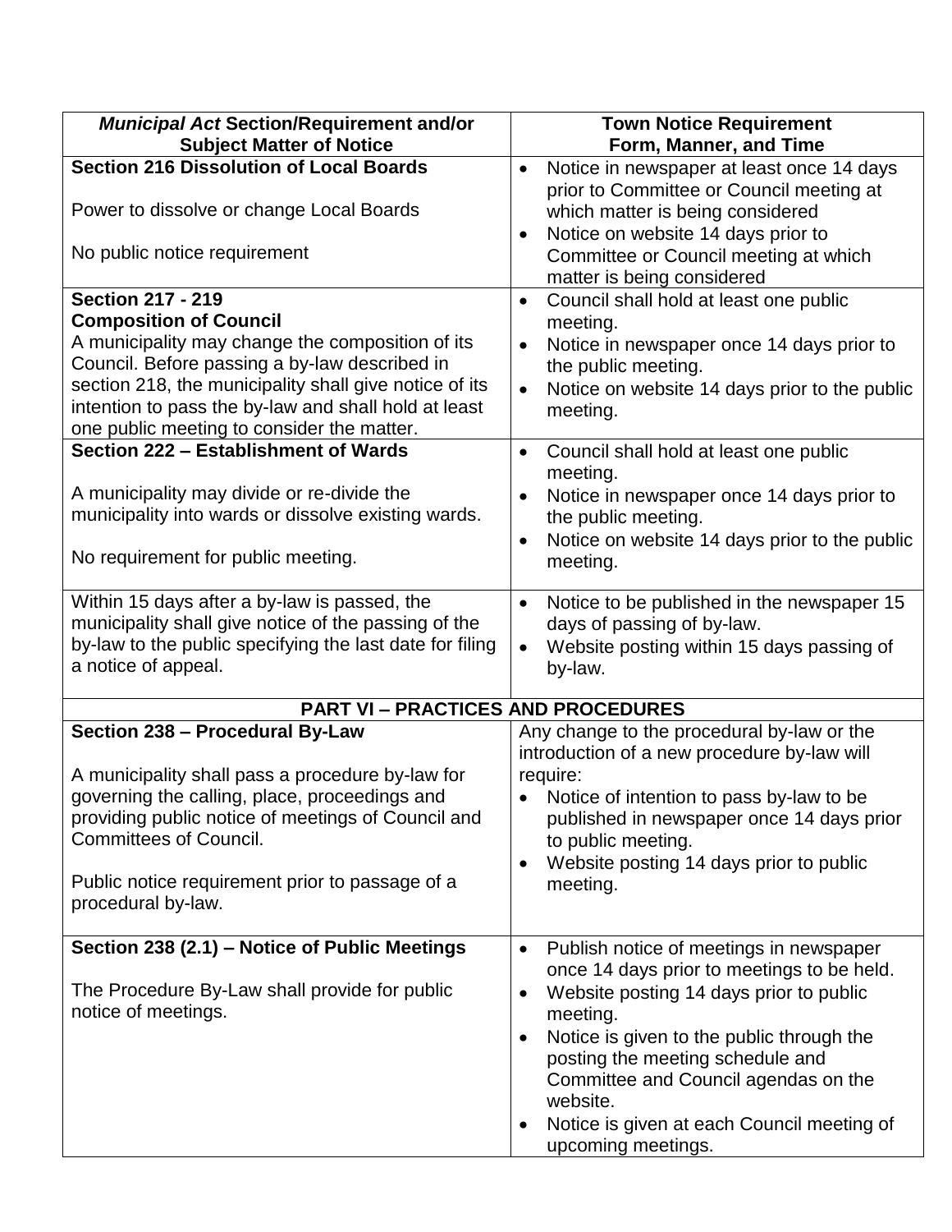| *Municipal Act* **Section/Requirement and/or Subject Matter of Notice** | **Town Notice Requirement Form, Manner, and Time** |
|---|---|
| **Section 216 Dissolution of Local Boards**<br><br>Power to dissolve or change Local Boards<br><br>No public notice requirement | • Notice in newspaper at least once 14 days prior to Committee or Council meeting at which matter is being considered<br>• Notice on website 14 days prior to Committee or Council meeting at which matter is being considered |
| **Section 217 - 219**<br>**Composition of Council**<br>A municipality may change the composition of its Council. Before passing a by-law described in section 218, the municipality shall give notice of its intention to pass the by-law and shall hold at least one public meeting to consider the matter. | • Council shall hold at least one public meeting.<br>• Notice in newspaper once 14 days prior to the public meeting.<br>• Notice on website 14 days prior to the public meeting. |
| **Section 222 – Establishment of Wards**<br><br>A municipality may divide or re-divide the municipality into wards or dissolve existing wards.<br><br>No requirement for public meeting. | • Council shall hold at least one public meeting.<br>• Notice in newspaper once 14 days prior to the public meeting.<br>• Notice on website 14 days prior to the public meeting. |
| Within 15 days after a by-law is passed, the municipality shall give notice of the passing of the by-law to the public specifying the last date for filing a notice of appeal. | • Notice to be published in the newspaper 15 days of passing of by-law.<br>• Website posting within 15 days passing of by-law. |
| **PART VI – PRACTICES AND PROCEDURES** | |
| **Section 238 – Procedural By-Law**<br><br>A municipality shall pass a procedure by-law for governing the calling, place, proceedings and providing public notice of meetings of Council and Committees of Council.<br><br>Public notice requirement prior to passage of a procedural by-law. | Any change to the procedural by-law or the introduction of a new procedure by-law will require:<br>• Notice of intention to pass by-law to be published in newspaper once 14 days prior to public meeting.<br>• Website posting 14 days prior to public meeting. |
| **Section 238 (2.1) – Notice of Public Meetings**<br><br>The Procedure By-Law shall provide for public notice of meetings. | • Publish notice of meetings in newspaper once 14 days prior to meetings to be held.<br>• Website posting 14 days prior to public meeting.<br>• Notice is given to the public through the posting the meeting schedule and Committee and Council agendas on the website.<br>• Notice is given at each Council meeting of upcoming meetings. |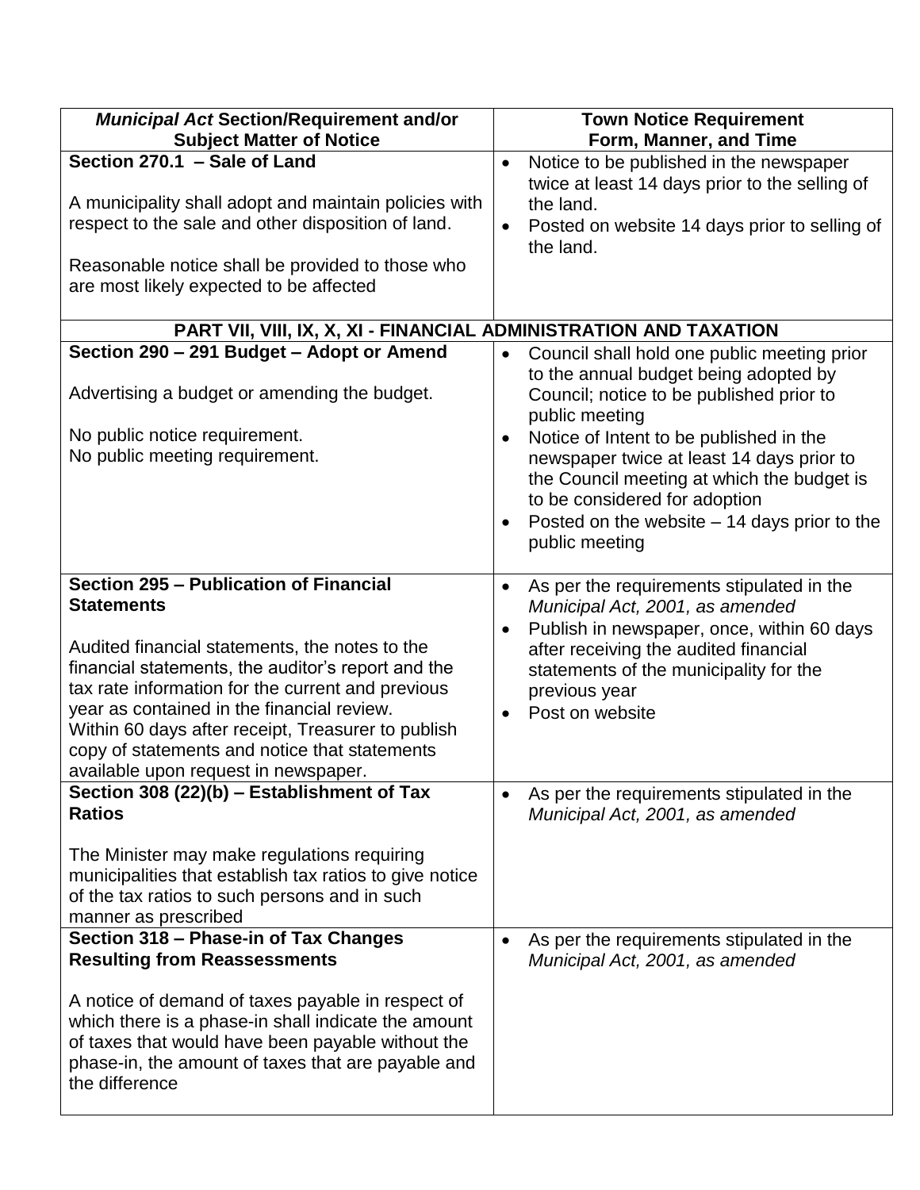| *Municipal Act* Section/Requirement and/or Subject Matter of Notice | Town Notice Requirement Form, Manner, and Time |
|---|---|
| **Section 270.1 – Sale of Land**<br><br>A municipality shall adopt and maintain policies with respect to the sale and other disposition of land.<br><br>Reasonable notice shall be provided to those who are most likely expected to be affected | • Notice to be published in the newspaper twice at least 14 days prior to the selling of the land.<br>• Posted on website 14 days prior to selling of the land. |
| **PART VII, VIII, IX, X, XI - FINANCIAL ADMINISTRATION AND TAXATION** | |
| **Section 290 – 291 Budget – Adopt or Amend**<br><br>Advertising a budget or amending the budget.<br><br>No public notice requirement.<br>No public meeting requirement. | • Council shall hold one public meeting prior to the annual budget being adopted by Council; notice to be published prior to public meeting<br>• Notice of Intent to be published in the newspaper twice at least 14 days prior to the Council meeting at which the budget is to be considered for adoption<br>• Posted on the website – 14 days prior to the public meeting |
| **Section 295 – Publication of Financial Statements**<br><br>Audited financial statements, the notes to the financial statements, the auditor's report and the tax rate information for the current and previous year as contained in the financial review.<br>Within 60 days after receipt, Treasurer to publish copy of statements and notice that statements available upon request in newspaper. | • As per the requirements stipulated in the *Municipal Act, 2001, as amended*<br>• Publish in newspaper, once, within 60 days after receiving the audited financial statements of the municipality for the previous year<br>• Post on website |
| **Section 308 (22)(b) – Establishment of Tax Ratios**<br><br>The Minister may make regulations requiring municipalities that establish tax ratios to give notice of the tax ratios to such persons and in such manner as prescribed | • As per the requirements stipulated in the *Municipal Act, 2001, as amended* |
| **Section 318 – Phase-in of Tax Changes Resulting from Reassessments**<br><br>A notice of demand of taxes payable in respect of which there is a phase-in shall indicate the amount of taxes that would have been payable without the phase-in, the amount of taxes that are payable and the difference | • As per the requirements stipulated in the *Municipal Act, 2001, as amended* |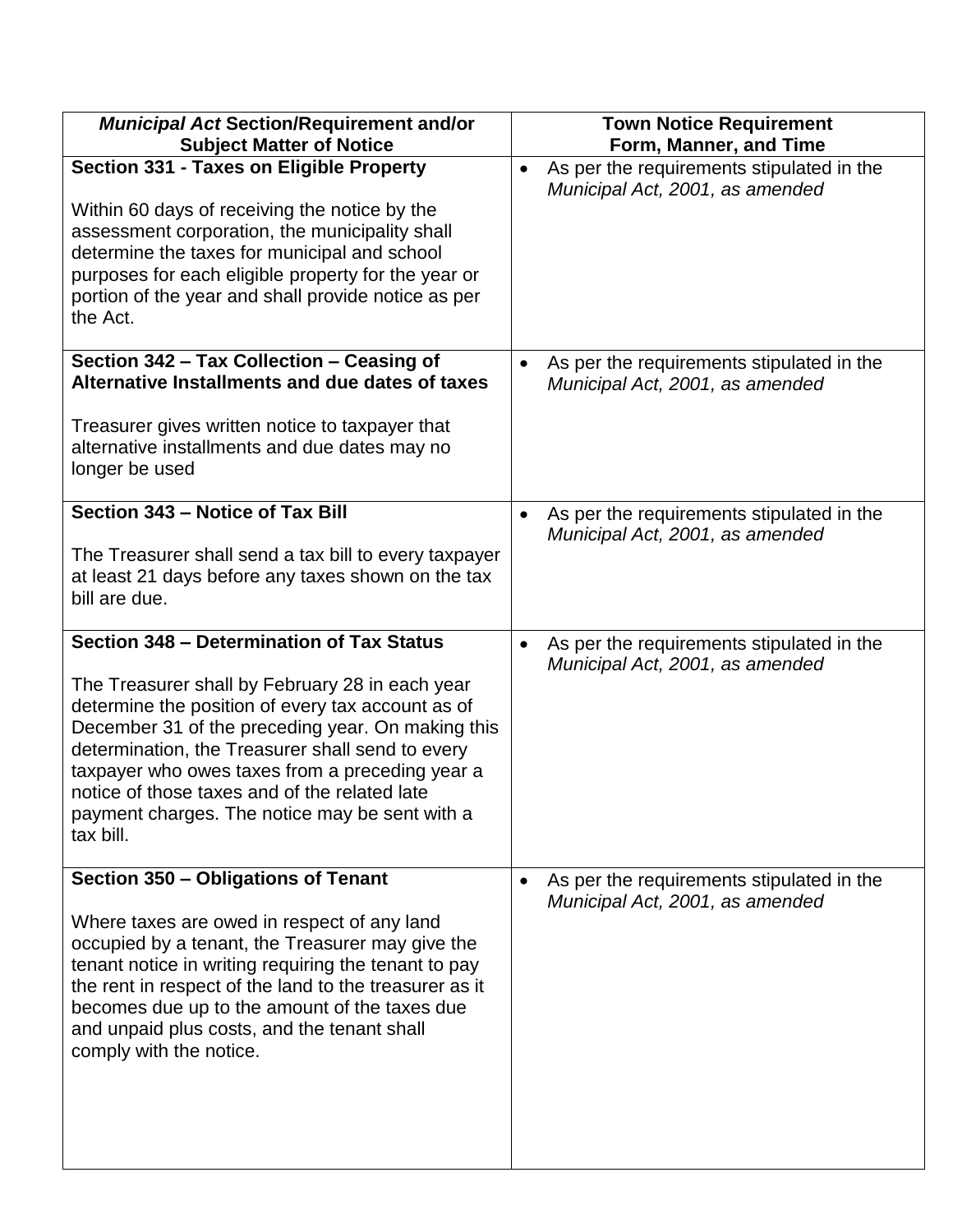| *Municipal Act* Section/Requirement and/or Subject Matter of Notice | Town Notice Requirement Form, Manner, and Time |
|---|---|
| **Section 331 - Taxes on Eligible Property**<br><br>Within 60 days of receiving the notice by the assessment corporation, the municipality shall determine the taxes for municipal and school purposes for each eligible property for the year or portion of the year and shall provide notice as per the Act. | • As per the requirements stipulated in the *Municipal Act, 2001, as amended* |
| **Section 342 – Tax Collection – Ceasing of Alternative Installments and due dates of taxes**<br><br>Treasurer gives written notice to taxpayer that alternative installments and due dates may no longer be used | • As per the requirements stipulated in the *Municipal Act, 2001, as amended* |
| **Section 343 – Notice of Tax Bill**<br><br>The Treasurer shall send a tax bill to every taxpayer at least 21 days before any taxes shown on the tax bill are due. | • As per the requirements stipulated in the *Municipal Act, 2001, as amended* |
| **Section 348 – Determination of Tax Status**<br><br>The Treasurer shall by February 28 in each year determine the position of every tax account as of December 31 of the preceding year. On making this determination, the Treasurer shall send to every taxpayer who owes taxes from a preceding year a notice of those taxes and of the related late payment charges. The notice may be sent with a tax bill. | • As per the requirements stipulated in the *Municipal Act, 2001, as amended* |
| **Section 350 – Obligations of Tenant**<br><br>Where taxes are owed in respect of any land occupied by a tenant, the Treasurer may give the tenant notice in writing requiring the tenant to pay the rent in respect of the land to the treasurer as it becomes due up to the amount of the taxes due and unpaid plus costs, and the tenant shall comply with the notice. | • As per the requirements stipulated in the *Municipal Act, 2001, as amended* |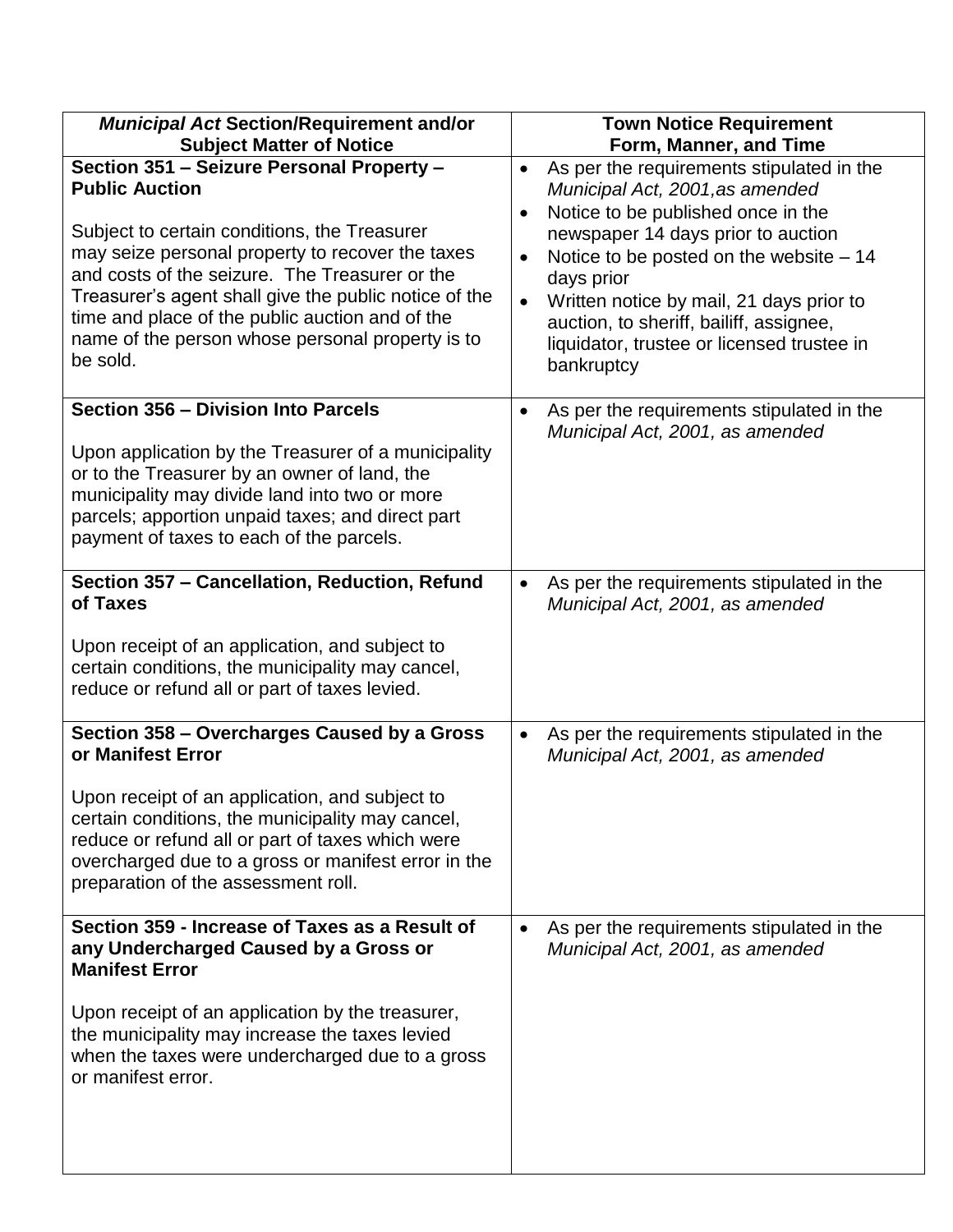| *Municipal Act* Section/Requirement and/or Subject Matter of Notice | Town Notice Requirement Form, Manner, and Time |
|---|---|
| **Section 351 – Seizure Personal Property – Public Auction**<br><br>Subject to certain conditions, the Treasurer may seize personal property to recover the taxes and costs of the seizure. The Treasurer or the Treasurer's agent shall give the public notice of the time and place of the public auction and of the name of the person whose personal property is to be sold. | • As per the requirements stipulated in the *Municipal Act, 2001,as amended*<br>• Notice to be published once in the newspaper 14 days prior to auction<br>• Notice to be posted on the website – 14 days prior<br>• Written notice by mail, 21 days prior to auction, to sheriff, bailiff, assignee, liquidator, trustee or licensed trustee in bankruptcy |
| **Section 356 – Division Into Parcels**<br><br>Upon application by the Treasurer of a municipality or to the Treasurer by an owner of land, the municipality may divide land into two or more parcels; apportion unpaid taxes; and direct part payment of taxes to each of the parcels. | • As per the requirements stipulated in the *Municipal Act, 2001, as amended* |
| **Section 357 – Cancellation, Reduction, Refund of Taxes**<br><br>Upon receipt of an application, and subject to certain conditions, the municipality may cancel, reduce or refund all or part of taxes levied. | • As per the requirements stipulated in the *Municipal Act, 2001, as amended* |
| **Section 358 – Overcharges Caused by a Gross or Manifest Error**<br><br>Upon receipt of an application, and subject to certain conditions, the municipality may cancel, reduce or refund all or part of taxes which were overcharged due to a gross or manifest error in the preparation of the assessment roll. | • As per the requirements stipulated in the *Municipal Act, 2001, as amended* |
| **Section 359 - Increase of Taxes as a Result of any Undercharged Caused by a Gross or Manifest Error**<br><br>Upon receipt of an application by the treasurer, the municipality may increase the taxes levied when the taxes were undercharged due to a gross or manifest error. | • As per the requirements stipulated in the *Municipal Act, 2001, as amended* |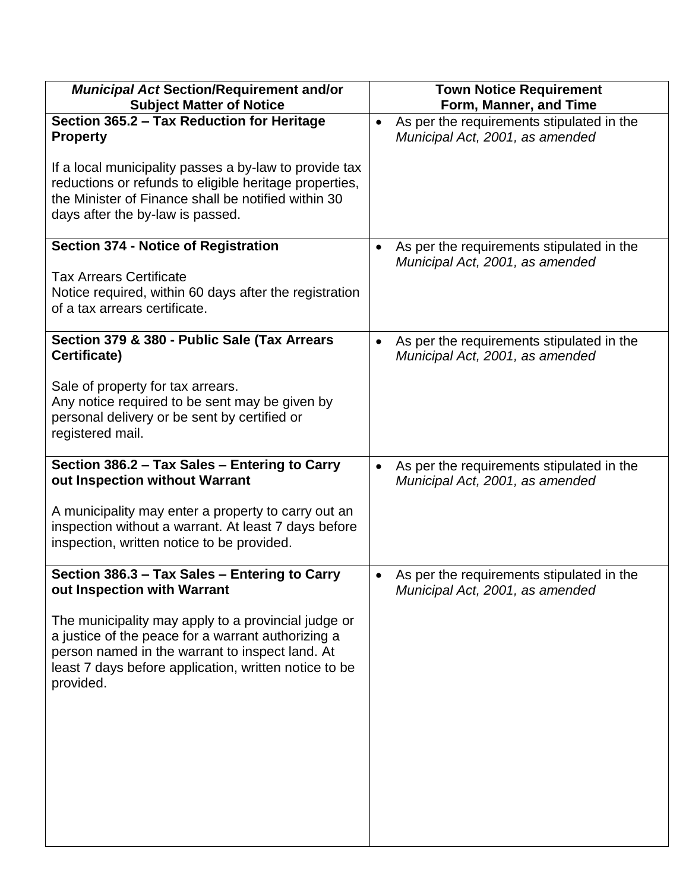| ***Municipal Act*** **Section/Requirement and/or Subject Matter of Notice** | **Town Notice Requirement Form, Manner, and Time** |
|---|---|
| **Section 365.2 – Tax Reduction for Heritage Property**<br><br>If a local municipality passes a by-law to provide tax reductions or refunds to eligible heritage properties, the Minister of Finance shall be notified within 30 days after the by-law is passed. | • As per the requirements stipulated in the *Municipal Act, 2001, as amended* |
| **Section 374 - Notice of Registration**<br><br>Tax Arrears Certificate<br>Notice required, within 60 days after the registration of a tax arrears certificate. | • As per the requirements stipulated in the *Municipal Act, 2001, as amended* |
| **Section 379 & 380 - Public Sale (Tax Arrears Certificate)**<br><br>Sale of property for tax arrears.<br>Any notice required to be sent may be given by personal delivery or be sent by certified or registered mail. | • As per the requirements stipulated in the *Municipal Act, 2001, as amended* |
| **Section 386.2 – Tax Sales – Entering to Carry out Inspection without Warrant**<br><br>A municipality may enter a property to carry out an inspection without a warrant. At least 7 days before inspection, written notice to be provided. | • As per the requirements stipulated in the *Municipal Act, 2001, as amended* |
| **Section 386.3 – Tax Sales – Entering to Carry out Inspection with Warrant**<br><br>The municipality may apply to a provincial judge or a justice of the peace for a warrant authorizing a person named in the warrant to inspect land. At least 7 days before application, written notice to be provided. | • As per the requirements stipulated in the *Municipal Act, 2001, as amended* |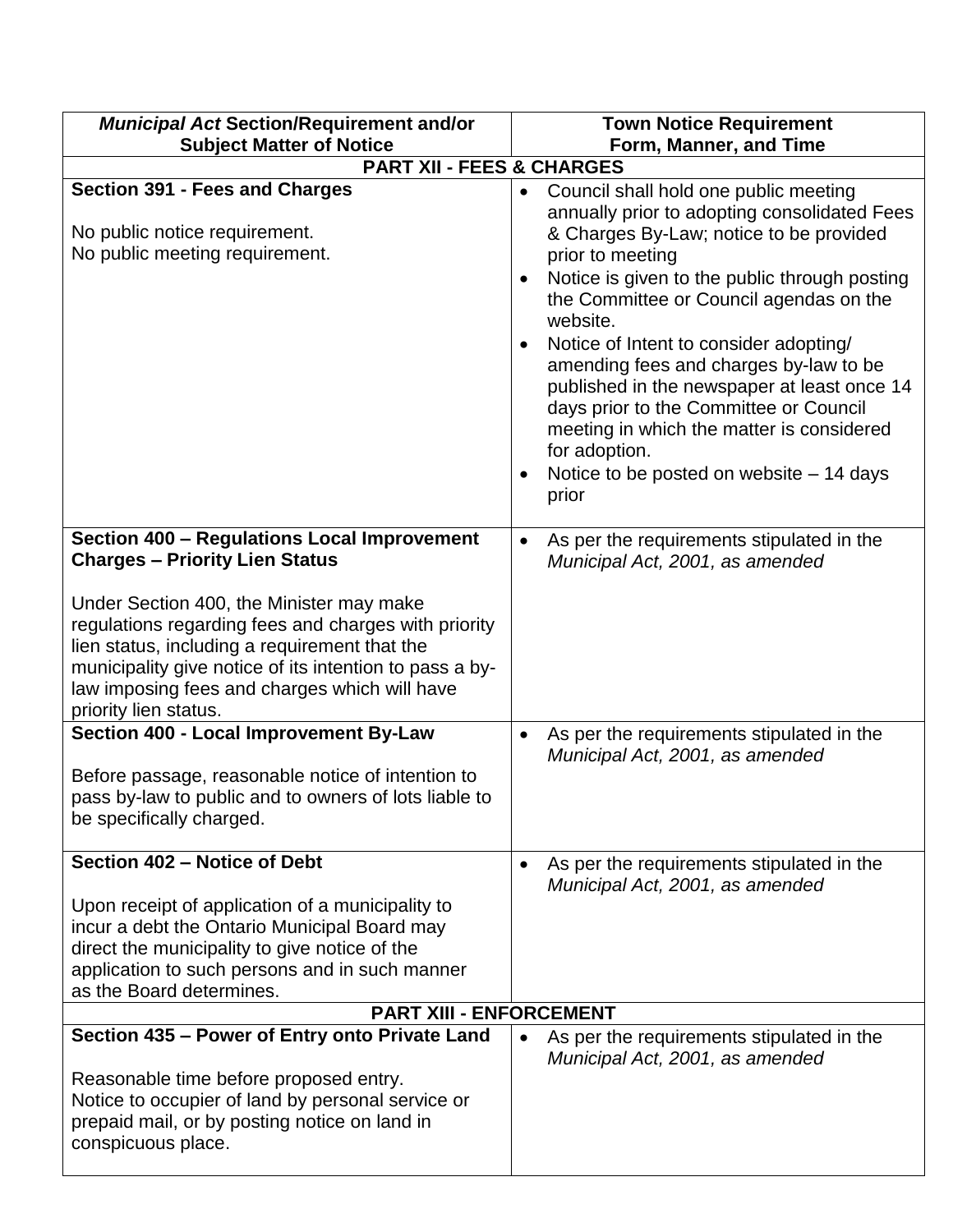| *Municipal Act* Section/Requirement and/or Subject Matter of Notice | Town Notice Requirement Form, Manner, and Time |
|---|---|
| **PART XII - FEES & CHARGES** | |
| **Section 391 - Fees and Charges**<br><br>No public notice requirement.<br>No public meeting requirement. | • Council shall hold one public meeting annually prior to adopting consolidated Fees & Charges By-Law; notice to be provided prior to meeting<br>• Notice is given to the public through posting the Committee or Council agendas on the website.<br>• Notice of Intent to consider adopting/ amending fees and charges by-law to be published in the newspaper at least once 14 days prior to the Committee or Council meeting in which the matter is considered for adoption.<br>• Notice to be posted on website – 14 days prior |
| **Section 400 – Regulations Local Improvement Charges – Priority Lien Status**<br><br>Under Section 400, the Minister may make regulations regarding fees and charges with priority lien status, including a requirement that the municipality give notice of its intention to pass a by-law imposing fees and charges which will have priority lien status. | • As per the requirements stipulated in the *Municipal Act, 2001, as amended* |
| **Section 400 - Local Improvement By-Law**<br><br>Before passage, reasonable notice of intention to pass by-law to public and to owners of lots liable to be specifically charged. | • As per the requirements stipulated in the *Municipal Act, 2001, as amended* |
| **Section 402 – Notice of Debt**<br><br>Upon receipt of application of a municipality to incur a debt the Ontario Municipal Board may direct the municipality to give notice of the application to such persons and in such manner as the Board determines. | • As per the requirements stipulated in the *Municipal Act, 2001, as amended* |
| **PART XIII - ENFORCEMENT** | |
| **Section 435 – Power of Entry onto Private Land**<br><br>Reasonable time before proposed entry.<br>Notice to occupier of land by personal service or prepaid mail, or by posting notice on land in conspicuous place. | • As per the requirements stipulated in the *Municipal Act, 2001, as amended* |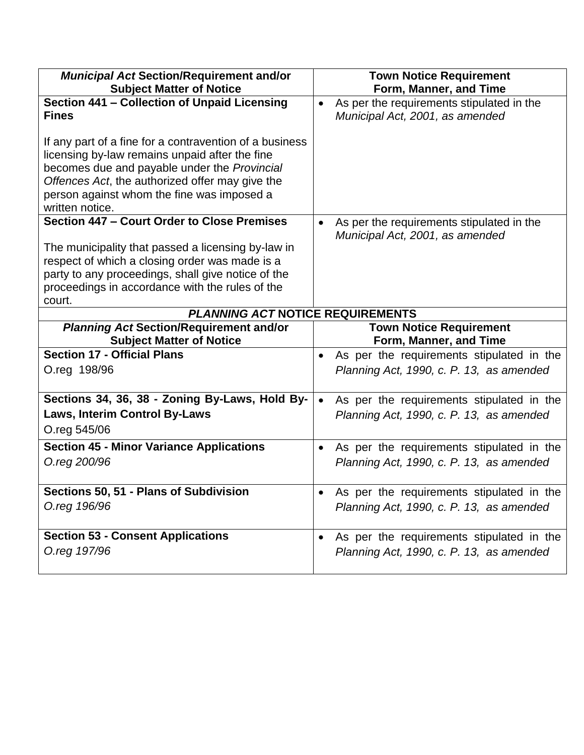| *Municipal Act* Section/Requirement and/or Subject Matter of Notice | Town Notice Requirement Form, Manner, and Time |
|---|---|
| **Section 441 – Collection of Unpaid Licensing Fines**<br><br>If any part of a fine for a contravention of a business licensing by-law remains unpaid after the fine becomes due and payable under the *Provincial Offences Act*, the authorized offer may give the person against whom the fine was imposed a written notice. | • As per the requirements stipulated in the *Municipal Act, 2001, as amended* |
| **Section 447 – Court Order to Close Premises**<br><br>The municipality that passed a licensing by-law in respect of which a closing order was made is a party to any proceedings, shall give notice of the proceedings in accordance with the rules of the court. | • As per the requirements stipulated in the *Municipal Act, 2001, as amended* |
| ***PLANNING ACT* NOTICE REQUIREMENTS** | |
| ***Planning Act* Section/Requirement and/or Subject Matter of Notice** | **Town Notice Requirement Form, Manner, and Time** |
| **Section 17 - Official Plans**<br>O.reg 198/96 | • As per the requirements stipulated in the *Planning Act, 1990, c. P. 13, as amended* |
| **Sections 34, 36, 38 - Zoning By-Laws, Hold By-Laws, Interim Control By-Laws**<br>O.reg 545/06 | • As per the requirements stipulated in the *Planning Act, 1990, c. P. 13, as amended* |
| **Section 45 - Minor Variance Applications**<br>*O.reg 200/96* | • As per the requirements stipulated in the *Planning Act, 1990, c. P. 13, as amended* |
| **Sections 50, 51 - Plans of Subdivision**<br>*O.reg 196/96* | • As per the requirements stipulated in the *Planning Act, 1990, c. P. 13, as amended* |
| **Section 53 - Consent Applications**<br>*O.reg 197/96* | • As per the requirements stipulated in the *Planning Act, 1990, c. P. 13, as amended* |